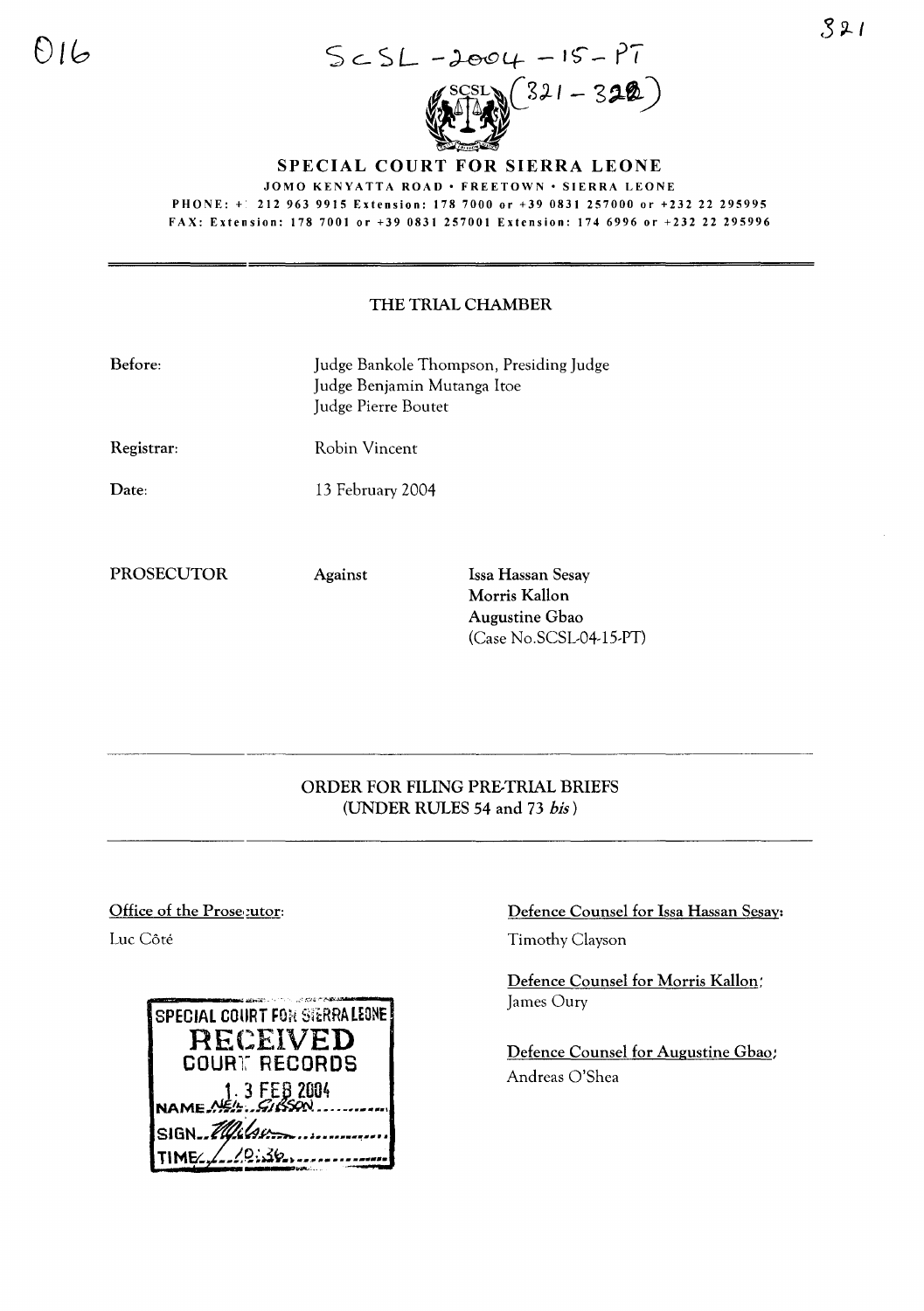016

SCSL-2004-15-PT
(321-322)

# SPECIAL COURT FOR SIERRA LEONE

JOMO KENYATTA ROAD • FREETOWN • SIERRA LEONE
PHONE: +1 212 963 9915 Extension: 178 7000 or +39 0831 257000 or +232 22 295995
FAX: Extension: 178 7001 or +39 0831 257001 Extension: 174 6996 or +232 22 295996

## THE TRIAL CHAMBER

**Before:** Judge Bankole Thompson, Presiding Judge
Judge Benjamin Mutanga Itoe
Judge Pierre Boutet

**Registrar:** Robin Vincent

**Date:** 13 February 2004

**PROSECUTOR** **Against** **Issa Hassan Sesay**
**Morris Kallon**
**Augustine Gbao**
(Case No.SCSL-04-15-PT)

## ORDER FOR FILING PRE-TRIAL BRIEFS (UNDER RULES 54 and 73 *bis*)

**Office of the Prosecutor:**
Luc Côté

SPECIAL COURT FOR SIERRA LEONE
RECEIVED
COURT RECORDS
13 FEB 2004
NAME: NEIL GIBSON
SIGN: 
TIME: 10:36

**Defence Counsel for Issa Hassan Sesay:**
Timothy Clayson

**Defence Counsel for Morris Kallon:**
James Oury

**Defence Counsel for Augustine Gbao:**
Andreas O'Shea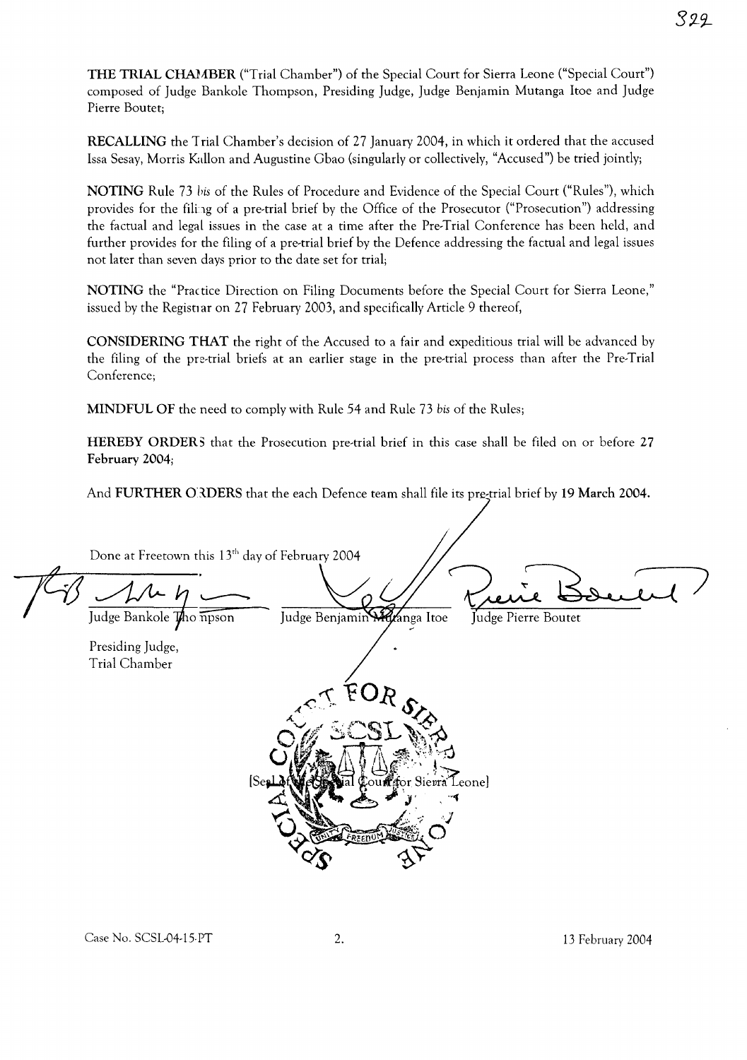**THE TRIAL CHAMBER** ("Trial Chamber") of the Special Court for Sierra Leone ("Special Court") composed of Judge Bankole Thompson, Presiding Judge, Judge Benjamin Mutanga Itoe and Judge Pierre Boutet;

**RECALLING** the Trial Chamber's decision of 27 January 2004, in which it ordered that the accused Issa Sesay, Morris Kallon and Augustine Gbao (singularly or collectively, "Accused") be tried jointly;

**NOTING** Rule 73 *bis* of the Rules of Procedure and Evidence of the Special Court ("Rules"), which provides for the filing of a pre-trial brief by the Office of the Prosecutor ("Prosecution") addressing the factual and legal issues in the case at a time after the Pre-Trial Conference has been held, and further provides for the filing of a pre-trial brief by the Defence addressing the factual and legal issues not later than seven days prior to the date set for trial;

**NOTING** the "Practice Direction on Filing Documents before the Special Court for Sierra Leone," issued by the Registrar on 27 February 2003, and specifically Article 9 thereof,

**CONSIDERING THAT** the right of the Accused to a fair and expeditious trial will be advanced by the filing of the pre-trial briefs at an earlier stage in the pre-trial process than after the Pre-Trial Conference;

**MINDFUL OF** the need to comply with Rule 54 and Rule 73 *bis* of the Rules;

**HEREBY ORDERS** that the Prosecution pre-trial brief in this case shall be filed on or before **27 February 2004**;

And **FURTHER ORDERS** that the each Defence team shall file its pre-trial brief by **19 March 2004.**

Done at Freetown this 13th day of February 2004

| | | |
|---|---|---|
| Judge Bankole Thompson | Judge Benjamin Mutanga Itoe | Judge Pierre Boutet |
| Presiding Judge, Trial Chamber | | |

[Seal of the Special Court for Sierra Leone]